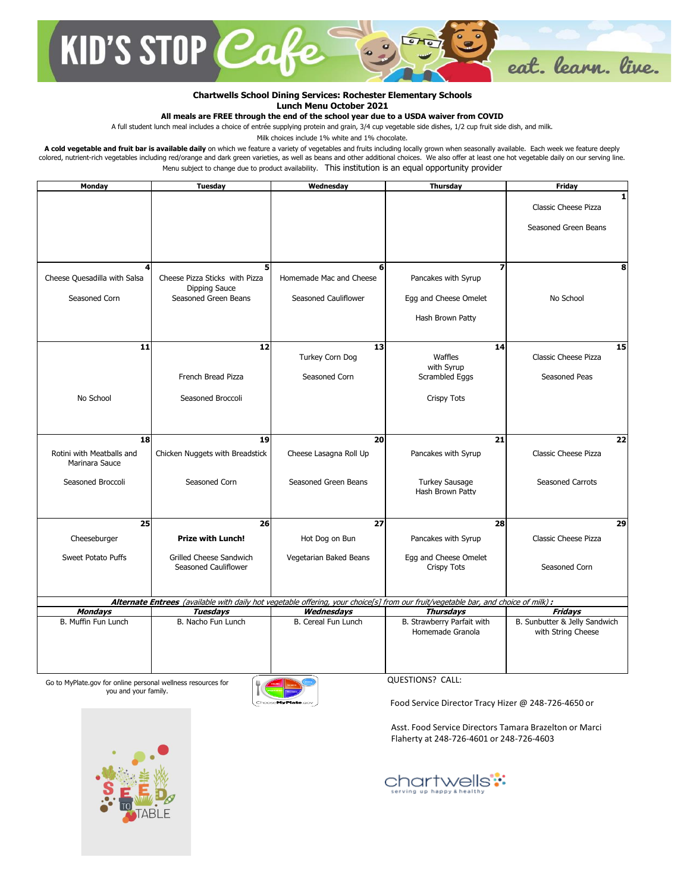# KID'S STOP Cafe

eat. learn. live.

**Chartwells School Dining Services: Rochester Elementary Schools**
**Lunch Menu October 2021**

**All meals are FREE through the end of the school year due to a USDA waiver from COVID**

A full student lunch meal includes a choice of entrée supplying protein and grain, 3/4 cup vegetable side dishes, 1/2 cup fruit side dish, and milk.

Milk choices include 1% white and 1% chocolate.

**A cold vegetable and fruit bar is available daily** on which we feature a variety of vegetables and fruits including locally grown when seasonally available. Each week we feature deeply colored, nutrient-rich vegetables including red/orange and dark green varieties, as well as beans and other additional choices. We also offer at least one hot vegetable daily on our serving line.

Menu subject to change due to product availability. This institution is an equal opportunity provider

| Monday | Tuesday | Wednesday | Thursday | Friday |
|---|---|---|---|---|
| | | | | **1**<br>Classic Cheese Pizza<br>Seasoned Green Beans |
| **4**<br>Cheese Quesadilla with Salsa<br>Seasoned Corn | **5**<br>Cheese Pizza Sticks with Pizza Dipping Sauce<br>Seasoned Green Beans | **6**<br>Homemade Mac and Cheese<br>Seasoned Cauliflower | **7**<br>Pancakes with Syrup<br>Egg and Cheese Omelet<br>Hash Brown Patty | **8**<br>No School |
| **11**<br>No School | **12**<br>French Bread Pizza<br>Seasoned Broccoli | **13**<br>Turkey Corn Dog<br>Seasoned Corn | **14**<br>Waffles with Syrup<br>Scrambled Eggs<br>Crispy Tots | **15**<br>Classic Cheese Pizza<br>Seasoned Peas |
| **18**<br>Rotini with Meatballs and Marinara Sauce<br>Seasoned Broccoli | **19**<br>Chicken Nuggets with Breadstick<br>Seasoned Corn | **20**<br>Cheese Lasagna Roll Up<br>Seasoned Green Beans | **21**<br>Pancakes with Syrup<br>Turkey Sausage<br>Hash Brown Patty | **22**<br>Classic Cheese Pizza<br>Seasoned Carrots |
| **25**<br>Cheeseburger<br>Sweet Potato Puffs | **26**<br>**Prize with Lunch!**<br>Grilled Cheese Sandwich<br>Seasoned Cauliflower | **27**<br>Hot Dog on Bun<br>Vegetarian Baked Beans | **28**<br>Pancakes with Syrup<br>Egg and Cheese Omelet<br>Crispy Tots | **29**<br>Classic Cheese Pizza<br>Seasoned Corn |

***Alternate Entrees*** *(available with daily hot vegetable offering, your choice[s] from our fruit/vegetable bar, and choice of milk)* **:**

| ***Mondays*** | ***Tuesdays*** | ***Wednesdays*** | ***Thursdays*** | ***Fridays*** |
|---|---|---|---|---|
| B. Muffin Fun Lunch | B. Nacho Fun Lunch | B. Cereal Fun Lunch | B. Strawberry Parfait with Homemade Granola | B. Sunbutter & Jelly Sandwich with String Cheese |

Go to MyPlate.gov for online personal wellness resources for you and your family.

QUESTIONS? CALL:

Food Service Director Tracy Hizer @ 248-726-4650 or

Asst. Food Service Directors Tamara Brazelton or Marci Flaherty at 248-726-4601 or 248-726-4603

SEED TO TABLE

chartwells — serving up happy & healthy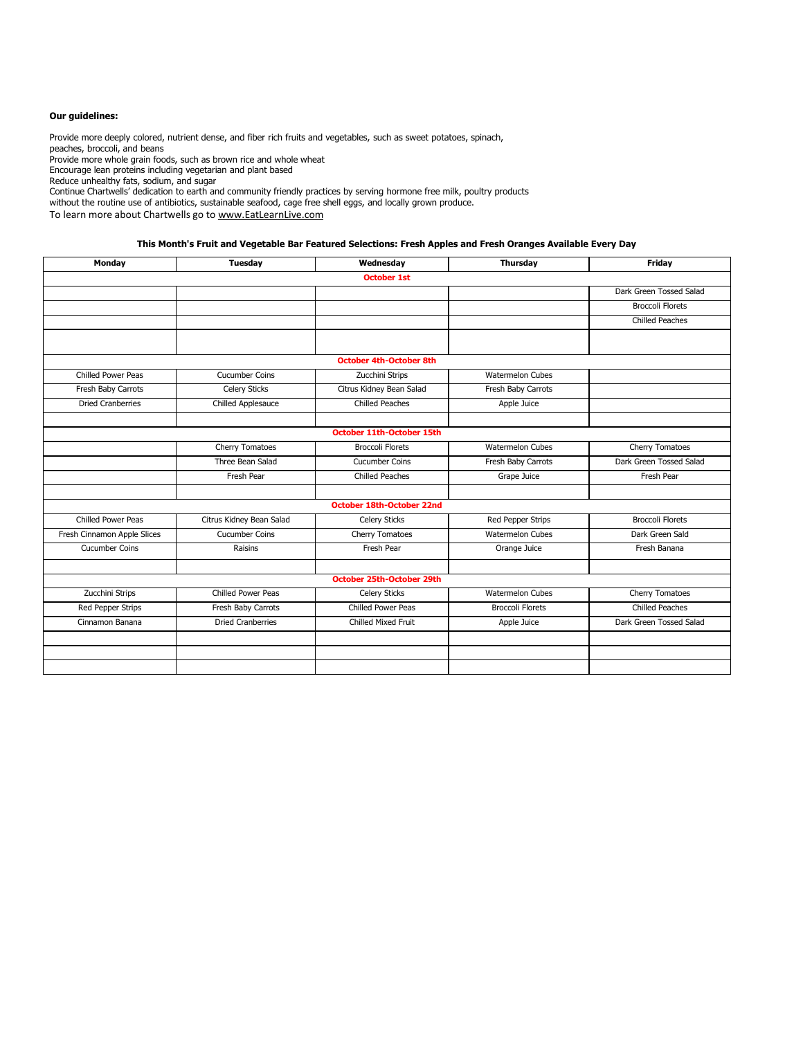**Our guidelines:**

Provide more deeply colored, nutrient dense, and fiber rich fruits and vegetables, such as sweet potatoes, spinach, peaches, broccoli, and beans
Provide more whole grain foods, such as brown rice and whole wheat
Encourage lean proteins including vegetarian and plant based
Reduce unhealthy fats, sodium, and sugar
Continue Chartwells' dedication to earth and community friendly practices by serving hormone free milk, poultry products without the routine use of antibiotics, sustainable seafood, cage free shell eggs, and locally grown produce.
To learn more about Chartwells go to www.EatLearnLive.com

**This Month's Fruit and Vegetable Bar Featured Selections: Fresh Apples and Fresh Oranges Available Every Day**

| Monday | Tuesday | Wednesday | Thursday | Friday |
|---|---|---|---|---|
| | | **October 1st** | | |
| | | | | Dark Green Tossed Salad |
| | | | | Broccoli Florets |
| | | | | Chilled Peaches |
| | | | | |
| | | **October 4th-October 8th** | | |
| Chilled Power Peas | Cucumber Coins | Zucchini Strips | Watermelon Cubes | |
| Fresh Baby Carrots | Celery Sticks | Citrus Kidney Bean Salad | Fresh Baby Carrots | |
| Dried Cranberries | Chilled Applesauce | Chilled Peaches | Apple Juice | |
| | | | | |
| | | **October 11th-October 15th** | | |
| | Cherry Tomatoes | Broccoli Florets | Watermelon Cubes | Cherry Tomatoes |
| | Three Bean Salad | Cucumber Coins | Fresh Baby Carrots | Dark Green Tossed Salad |
| | Fresh Pear | Chilled Peaches | Grape Juice | Fresh Pear |
| | | | | |
| | | **October 18th-October 22nd** | | |
| Chilled Power Peas | Citrus Kidney Bean Salad | Celery Sticks | Red Pepper Strips | Broccoli Florets |
| Fresh Cinnamon Apple Slices | Cucumber Coins | Cherry Tomatoes | Watermelon Cubes | Dark Green Sald |
| Cucumber Coins | Raisins | Fresh Pear | Orange Juice | Fresh Banana |
| | | | | |
| | | **October 25th-October 29th** | | |
| Zucchini Strips | Chilled Power Peas | Celery Sticks | Watermelon Cubes | Cherry Tomatoes |
| Red Pepper Strips | Fresh Baby Carrots | Chilled Power Peas | Broccoli Florets | Chilled Peaches |
| Cinnamon Banana | Dried Cranberries | Chilled Mixed Fruit | Apple Juice | Dark Green Tossed Salad |
| | | | | |
| | | | | |
| | | | | |